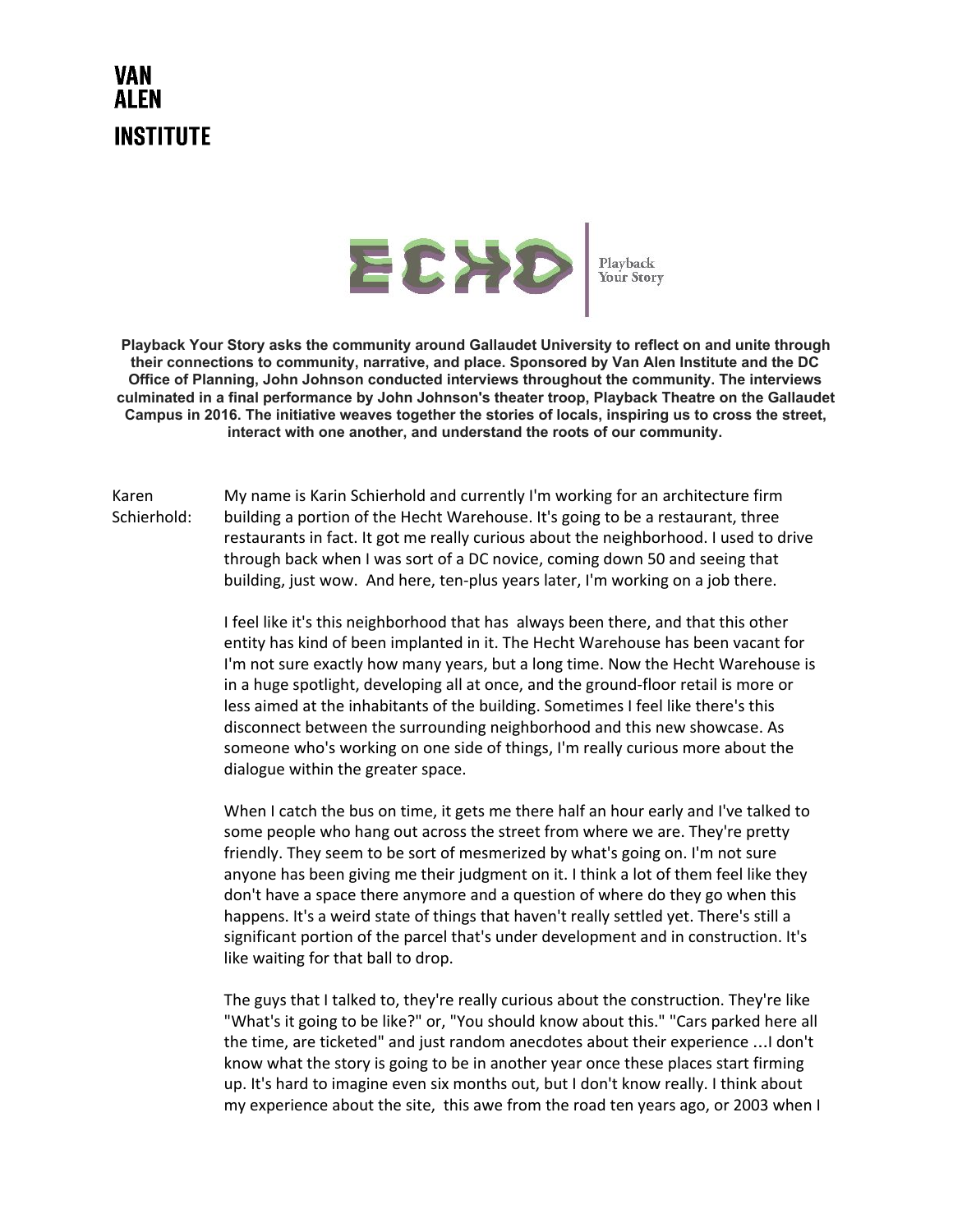**VAN ALEN INSTITUTE**

**ECHO** | Playback Your Story

**Playback Your Story asks the community around Gallaudet University to reflect on and unite through their connections to community, narrative, and place. Sponsored by Van Alen Institute and the DC Office of Planning, John Johnson conducted interviews throughout the community. The interviews culminated in a final performance by John Johnson's theater troop, Playback Theatre on the Gallaudet Campus in 2016. The initiative weaves together the stories of locals, inspiring us to cross the street, interact with one another, and understand the roots of our community.**

Karen Schierhold: My name is Karin Schierhold and currently I'm working for an architecture firm building a portion of the Hecht Warehouse. It's going to be a restaurant, three restaurants in fact. It got me really curious about the neighborhood. I used to drive through back when I was sort of a DC novice, coming down 50 and seeing that building, just wow. And here, ten-plus years later, I'm working on a job there.

I feel like it's this neighborhood that has always been there, and that this other entity has kind of been implanted in it. The Hecht Warehouse has been vacant for I'm not sure exactly how many years, but a long time. Now the Hecht Warehouse is in a huge spotlight, developing all at once, and the ground-floor retail is more or less aimed at the inhabitants of the building. Sometimes I feel like there's this disconnect between the surrounding neighborhood and this new showcase. As someone who's working on one side of things, I'm really curious more about the dialogue within the greater space.

When I catch the bus on time, it gets me there half an hour early and I've talked to some people who hang out across the street from where we are. They're pretty friendly. They seem to be sort of mesmerized by what's going on. I'm not sure anyone has been giving me their judgment on it. I think a lot of them feel like they don't have a space there anymore and a question of where do they go when this happens. It's a weird state of things that haven't really settled yet. There's still a significant portion of the parcel that's under development and in construction. It's like waiting for that ball to drop.

The guys that I talked to, they're really curious about the construction. They're like "What's it going to be like?" or, "You should know about this." "Cars parked here all the time, are ticketed" and just random anecdotes about their experience ...I don't know what the story is going to be in another year once these places start firming up. It's hard to imagine even six months out, but I don't know really. I think about my experience about the site, this awe from the road ten years ago, or 2003 when I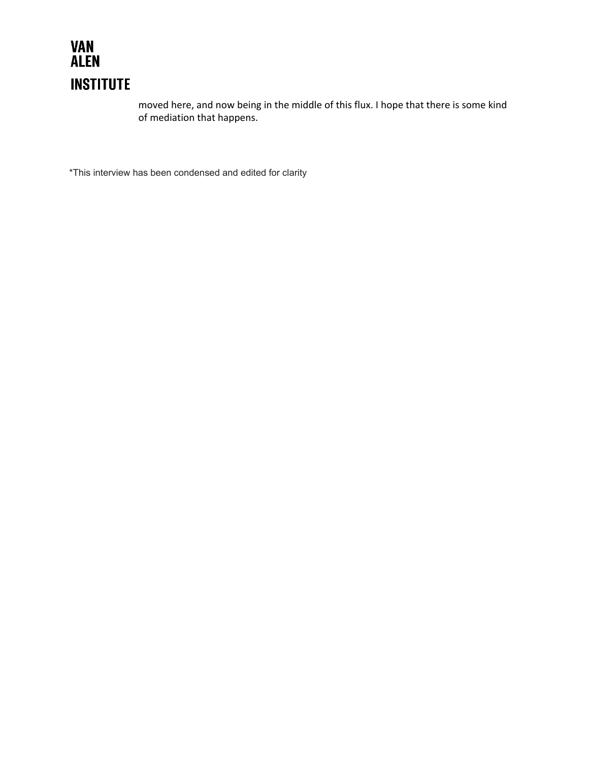moved here, and now being in the middle of this flux. I hope that there is some kind of mediation that happens.

*This interview has been condensed and edited for clarity